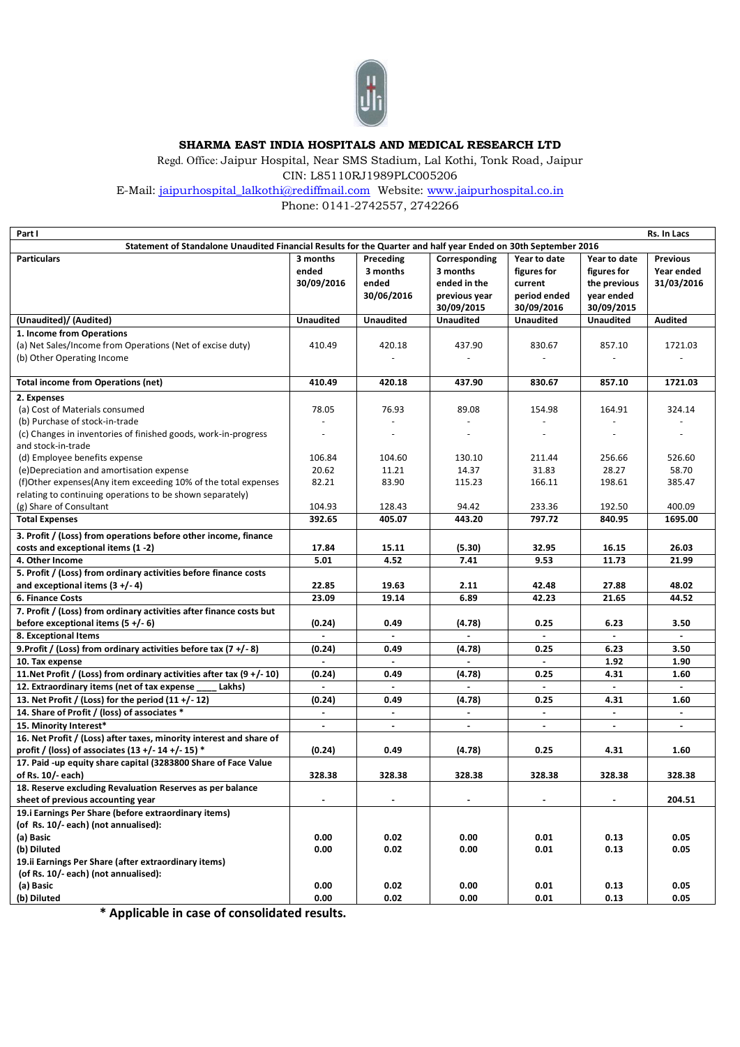# SHARMA EAST INDIA HOSPITALS AND MEDICAL RESEARCH LTD

Regd. Office: Jaipur Hospital, Near SMS Stadium, Lal Kothi, Tonk Road, Jaipur

CIN: L85110RJ1989PLC005206

E-Mail: jaipurhospital_lalkothi@rediffmail.com Website: www.jaipurhospital.co.in

Phone: 0141-2742557, 2742266

| Part I | | | | | | Rs. In Lacs |
|---|---|---|---|---|---|---|
| **Statement of Standalone Unaudited Financial Results for the Quarter and half year Ended on 30th September 2016** | | | | | | |
| **Particulars** | **3 months ended 30/09/2016** | **Preceding 3 months ended 30/06/2016** | **Corresponding 3 months ended in the previous year 30/09/2015** | **Year to date figures for current period ended 30/09/2016** | **Year to date figures for the previous year ended 30/09/2015** | **Previous Year ended 31/03/2016** |
| **(Unaudited)/ (Audited)** | **Unaudited** | **Unaudited** | **Unaudited** | **Unaudited** | **Unaudited** | **Audited** |
| **1. Income from Operations** | | | | | | |
| (a) Net Sales/Income from Operations (Net of excise duty) | 410.49 | 420.18 | 437.90 | 830.67 | 857.10 | 1721.03 |
| (b) Other Operating Income | | - | - | - | - | - |
| **Total income from Operations (net)** | **410.49** | **420.18** | **437.90** | **830.67** | **857.10** | **1721.03** |
| **2. Expenses** | | | | | | |
| (a) Cost of Materials consumed | 78.05 | 76.93 | 89.08 | 154.98 | 164.91 | 324.14 |
| (b) Purchase of stock-in-trade | - | - | - | - | - | - |
| (c) Changes in inventories of finished goods, work-in-progress and stock-in-trade | - | - | - | - | - | - |
| (d) Employee benefits expense | 106.84 | 104.60 | 130.10 | 211.44 | 256.66 | 526.60 |
| (e)Depreciation and amortisation expense | 20.62 | 11.21 | 14.37 | 31.83 | 28.27 | 58.70 |
| (f)Other expenses(Any item exceeding 10% of the total expenses relating to continuing operations to be shown separately) | 82.21 | 83.90 | 115.23 | 166.11 | 198.61 | 385.47 |
| (g) Share of Consultant | 104.93 | 128.43 | 94.42 | 233.36 | 192.50 | 400.09 |
| **Total Expenses** | **392.65** | **405.07** | **443.20** | **797.72** | **840.95** | **1695.00** |
| **3. Profit / (Loss) from operations before other income, finance costs and exceptional items (1 -2)** | **17.84** | **15.11** | **(5.30)** | **32.95** | **16.15** | **26.03** |
| **4. Other Income** | **5.01** | **4.52** | **7.41** | **9.53** | **11.73** | **21.99** |
| **5. Profit / (Loss) from ordinary activities before finance costs and exceptional items (3 +/- 4)** | **22.85** | **19.63** | **2.11** | **42.48** | **27.88** | **48.02** |
| **6. Finance Costs** | **23.09** | **19.14** | **6.89** | **42.23** | **21.65** | **44.52** |
| **7. Profit / (Loss) from ordinary activities after finance costs but before exceptional items (5 +/- 6)** | **(0.24)** | **0.49** | **(4.78)** | **0.25** | **6.23** | **3.50** |
| **8. Exceptional Items** | - | - | - | - | - | - |
| **9.Profit / (Loss) from ordinary activities before tax (7 +/- 8)** | **(0.24)** | **0.49** | **(4.78)** | **0.25** | **6.23** | **3.50** |
| **10. Tax expense** | - | - | - | - | **1.92** | **1.90** |
| **11.Net Profit / (Loss) from ordinary activities after tax (9 +/- 10)** | **(0.24)** | **0.49** | **(4.78)** | **0.25** | **4.31** | **1.60** |
| **12. Extraordinary items (net of tax expense ____ Lakhs)** | - | - | - | - | - | - |
| **13. Net Profit / (Loss) for the period (11 +/- 12)** | **(0.24)** | **0.49** | **(4.78)** | **0.25** | **4.31** | **1.60** |
| **14. Share of Profit / (loss) of associates *** | - | - | - | - | - | - |
| **15. Minority Interest*** | - | - | - | - | - | - |
| **16. Net Profit / (Loss) after taxes, minority interest and share of profit / (loss) of associates (13 +/- 14 +/- 15) *** | **(0.24)** | **0.49** | **(4.78)** | **0.25** | **4.31** | **1.60** |
| **17. Paid -up equity share capital (3283800 Share of Face Value of Rs. 10/- each)** | **328.38** | **328.38** | **328.38** | **328.38** | **328.38** | **328.38** |
| **18. Reserve excluding Revaluation Reserves as per balance sheet of previous accounting year** | - | - | - | - | - | **204.51** |
| **19.i Earnings Per Share (before extraordinary items) (of Rs. 10/- each) (not annualised):** | | | | | | |
| **(a) Basic** | **0.00** | **0.02** | **0.00** | **0.01** | **0.13** | **0.05** |
| **(b) Diluted** | **0.00** | **0.02** | **0.00** | **0.01** | **0.13** | **0.05** |
| **19.ii Earnings Per Share (after extraordinary items) (of Rs. 10/- each) (not annualised):** | | | | | | |
| **(a) Basic** | **0.00** | **0.02** | **0.00** | **0.01** | **0.13** | **0.05** |
| **(b) Diluted** | **0.00** | **0.02** | **0.00** | **0.01** | **0.13** | **0.05** |

**\* Applicable in case of consolidated results.**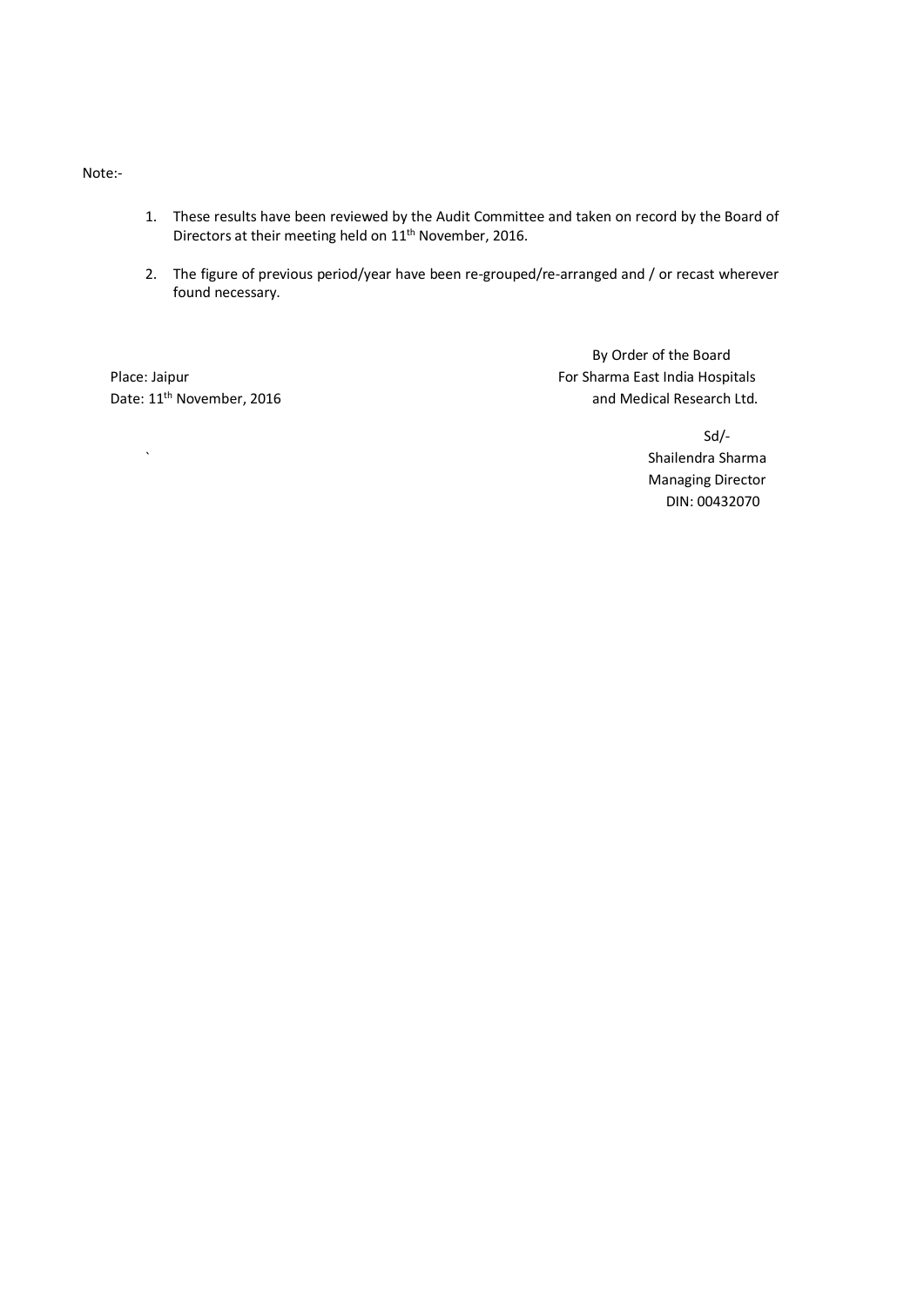Note:-

1. These results have been reviewed by the Audit Committee and taken on record by the Board of Directors at their meeting held on 11th November, 2016.

2. The figure of previous period/year have been re-grouped/re-arranged and / or recast wherever found necessary.

By Order of the Board
For Sharma East India Hospitals
and Medical Research Ltd.

Place: Jaipur
Date: 11th November, 2016

Sd/-
Shailendra Sharma
Managing Director
DIN: 00432070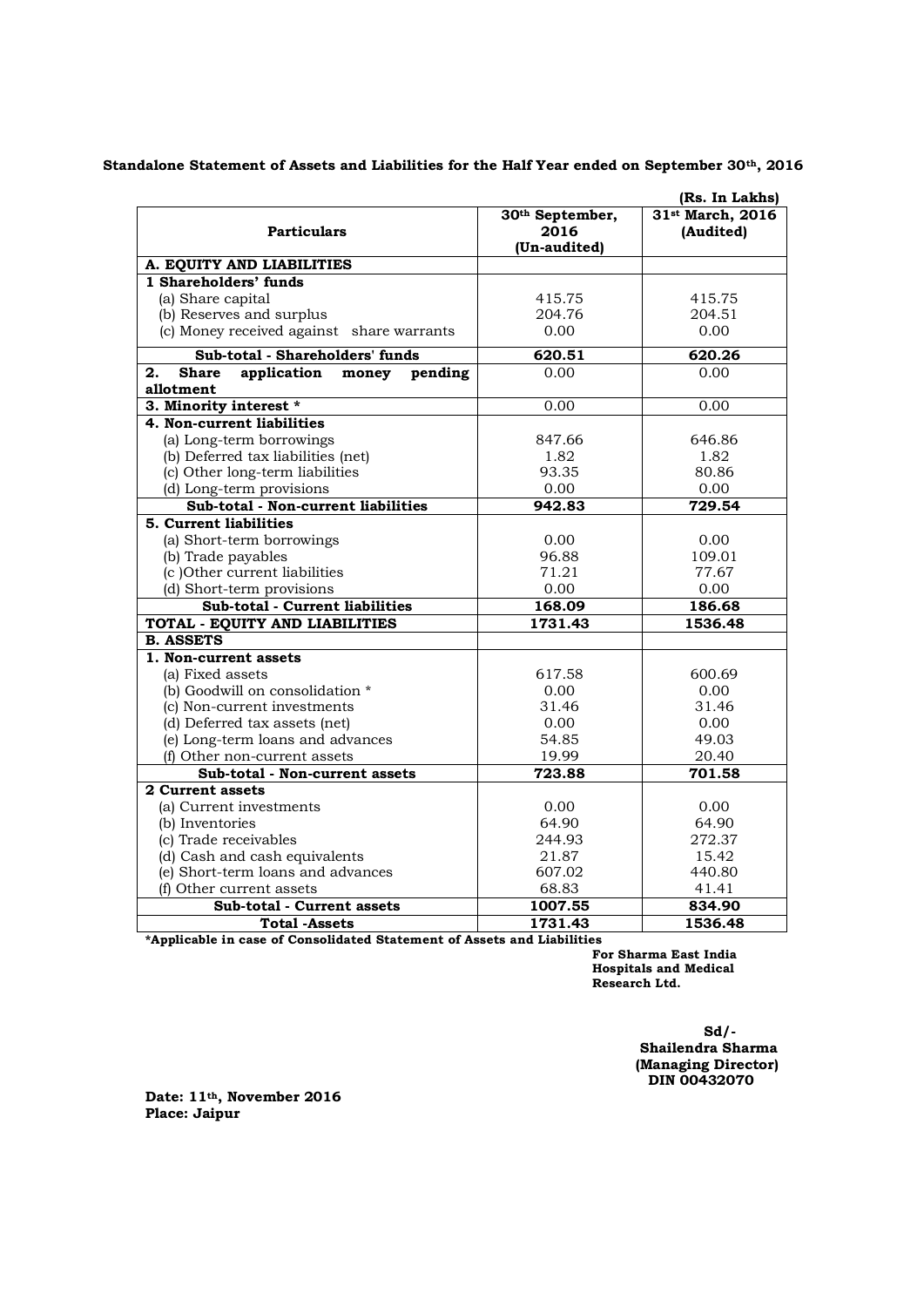**Standalone Statement of Assets and Liabilities for the Half Year ended on September 30th, 2016**

(Rs. In Lakhs)

| Particulars | 30th September, 2016 (Un-audited) | 31st March, 2016 (Audited) |
|---|---|---|
| **A. EQUITY AND LIABILITIES** | | |
| **1 Shareholders' funds** | | |
| (a) Share capital | 415.75 | 415.75 |
| (b) Reserves and surplus | 204.76 | 204.51 |
| (c) Money received against share warrants | 0.00 | 0.00 |
| **Sub-total - Shareholders' funds** | **620.51** | **620.26** |
| **2. Share application money pending allotment** | 0.00 | 0.00 |
| **3. Minority interest *** | 0.00 | 0.00 |
| **4. Non-current liabilities** | | |
| (a) Long-term borrowings | 847.66 | 646.86 |
| (b) Deferred tax liabilities (net) | 1.82 | 1.82 |
| (c) Other long-term liabilities | 93.35 | 80.86 |
| (d) Long-term provisions | 0.00 | 0.00 |
| **Sub-total - Non-current liabilities** | **942.83** | **729.54** |
| **5. Current liabilities** | | |
| (a) Short-term borrowings | 0.00 | 0.00 |
| (b) Trade payables | 96.88 | 109.01 |
| (c )Other current liabilities | 71.21 | 77.67 |
| (d) Short-term provisions | 0.00 | 0.00 |
| **Sub-total - Current liabilities** | **168.09** | **186.68** |
| **TOTAL - EQUITY AND LIABILITIES** | **1731.43** | **1536.48** |
| **B. ASSETS** | | |
| **1. Non-current assets** | | |
| (a) Fixed assets | 617.58 | 600.69 |
| (b) Goodwill on consolidation * | 0.00 | 0.00 |
| (c) Non-current investments | 31.46 | 31.46 |
| (d) Deferred tax assets (net) | 0.00 | 0.00 |
| (e) Long-term loans and advances | 54.85 | 49.03 |
| (f) Other non-current assets | 19.99 | 20.40 |
| **Sub-total - Non-current assets** | **723.88** | **701.58** |
| **2 Current assets** | | |
| (a) Current investments | 0.00 | 0.00 |
| (b) Inventories | 64.90 | 64.90 |
| (c) Trade receivables | 244.93 | 272.37 |
| (d) Cash and cash equivalents | 21.87 | 15.42 |
| (e) Short-term loans and advances | 607.02 | 440.80 |
| (f) Other current assets | 68.83 | 41.41 |
| **Sub-total - Current assets** | **1007.55** | **834.90** |
| **Total -Assets** | **1731.43** | **1536.48** |

***Applicable in case of Consolidated Statement of Assets and Liabilities**

**For Sharma East India Hospitals and Medical Research Ltd.**

**Sd/-**
**Shailendra Sharma**
**(Managing Director)**
**DIN 00432070**

**Date: 11th, November 2016**
**Place: Jaipur**